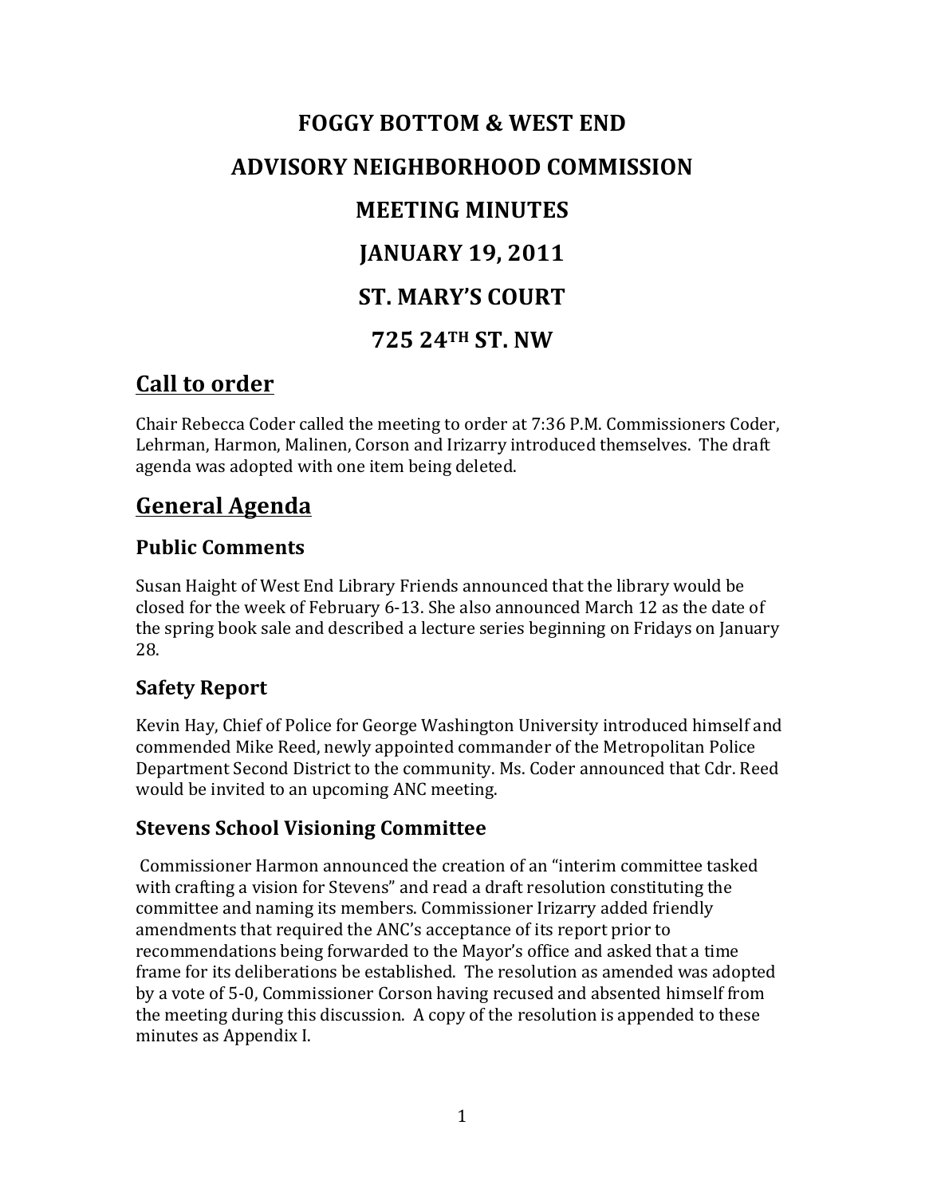# FOGGY BOTTOM & WEST END

# ADVISORY NEIGHBORHOOD COMMISSION

# MEETING MINUTES

# JANUARY 19, 2011

# ST. MARY'S COURT

# 725 24TH ST. NW

## Call to order

Chair Rebecca Coder called the meeting to order at 7:36 P.M. Commissioners Coder, Lehrman, Harmon, Malinen, Corson and Irizarry introduced themselves. The draft agenda was adopted with one item being deleted.

## General Agenda

### Public Comments

Susan Haight of West End Library Friends announced that the library would be closed for the week of February 6-13. She also announced March 12 as the date of the spring book sale and described a lecture series beginning on Fridays on January 28.

### Safety Report

Kevin Hay, Chief of Police for George Washington University introduced himself and commended Mike Reed, newly appointed commander of the Metropolitan Police Department Second District to the community. Ms. Coder announced that Cdr. Reed would be invited to an upcoming ANC meeting.

### Stevens School Visioning Committee

Commissioner Harmon announced the creation of an "interim committee tasked with crafting a vision for Stevens" and read a draft resolution constituting the committee and naming its members. Commissioner Irizarry added friendly amendments that required the ANC's acceptance of its report prior to recommendations being forwarded to the Mayor's office and asked that a time frame for its deliberations be established. The resolution as amended was adopted by a vote of 5-0, Commissioner Corson having recused and absented himself from the meeting during this discussion. A copy of the resolution is appended to these minutes as Appendix I.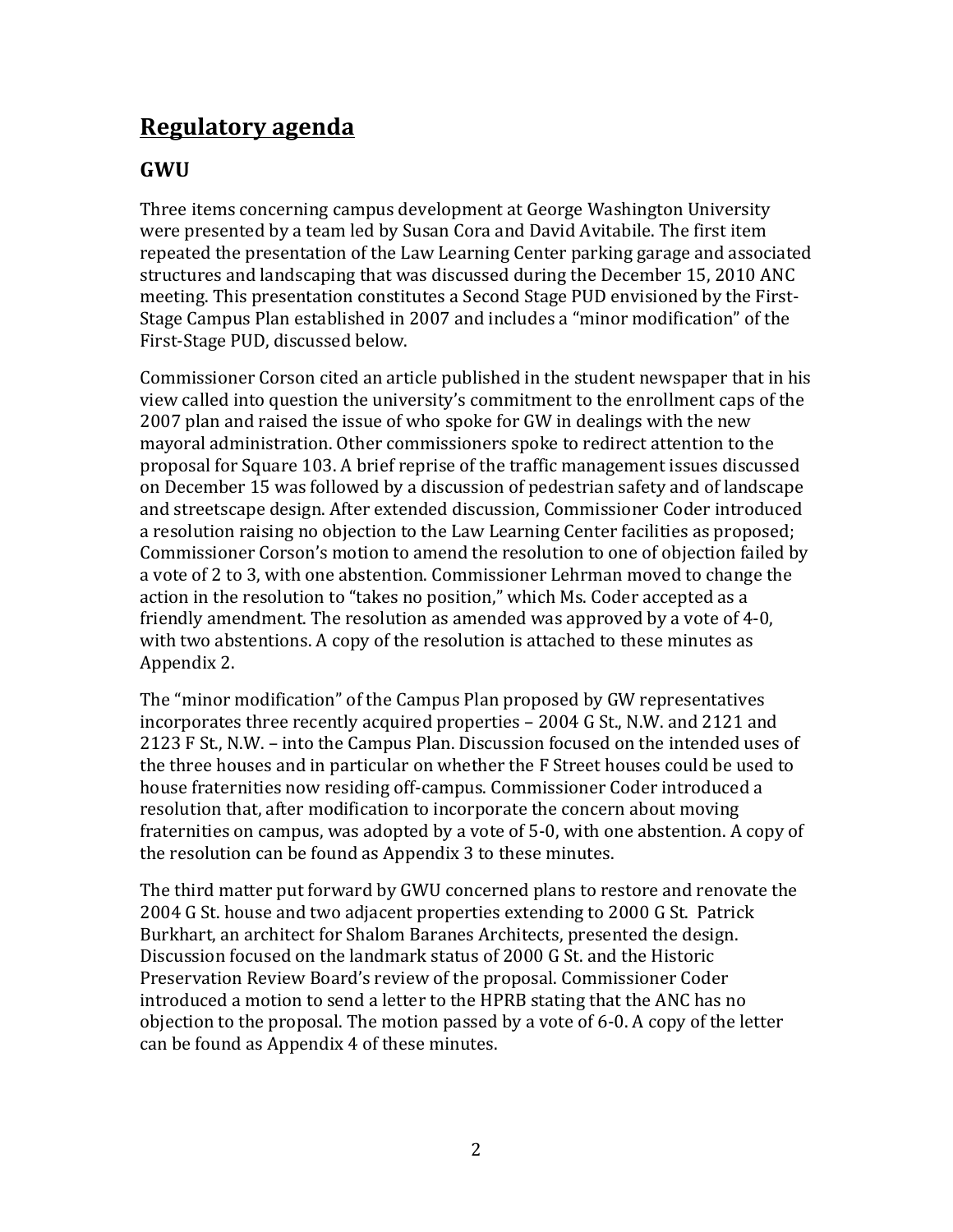## Regulatory agenda

### GWU

Three items concerning campus development at George Washington University were presented by a team led by Susan Cora and David Avitabile. The first item repeated the presentation of the Law Learning Center parking garage and associated structures and landscaping that was discussed during the December 15, 2010 ANC meeting. This presentation constitutes a Second Stage PUD envisioned by the First-Stage Campus Plan established in 2007 and includes a "minor modification" of the First-Stage PUD, discussed below.

Commissioner Corson cited an article published in the student newspaper that in his view called into question the university's commitment to the enrollment caps of the 2007 plan and raised the issue of who spoke for GW in dealings with the new mayoral administration. Other commissioners spoke to redirect attention to the proposal for Square 103. A brief reprise of the traffic management issues discussed on December 15 was followed by a discussion of pedestrian safety and of landscape and streetscape design. After extended discussion, Commissioner Coder introduced a resolution raising no objection to the Law Learning Center facilities as proposed; Commissioner Corson's motion to amend the resolution to one of objection failed by a vote of 2 to 3, with one abstention. Commissioner Lehrman moved to change the action in the resolution to "takes no position," which Ms. Coder accepted as a friendly amendment. The resolution as amended was approved by a vote of 4-0, with two abstentions. A copy of the resolution is attached to these minutes as Appendix 2.

The "minor modification" of the Campus Plan proposed by GW representatives incorporates three recently acquired properties – 2004 G St., N.W. and 2121 and 2123 F St., N.W. – into the Campus Plan. Discussion focused on the intended uses of the three houses and in particular on whether the F Street houses could be used to house fraternities now residing off-campus. Commissioner Coder introduced a resolution that, after modification to incorporate the concern about moving fraternities on campus, was adopted by a vote of 5-0, with one abstention. A copy of the resolution can be found as Appendix 3 to these minutes.

The third matter put forward by GWU concerned plans to restore and renovate the 2004 G St. house and two adjacent properties extending to 2000 G St. Patrick Burkhart, an architect for Shalom Baranes Architects, presented the design. Discussion focused on the landmark status of 2000 G St. and the Historic Preservation Review Board's review of the proposal. Commissioner Coder introduced a motion to send a letter to the HPRB stating that the ANC has no objection to the proposal. The motion passed by a vote of 6-0. A copy of the letter can be found as Appendix 4 of these minutes.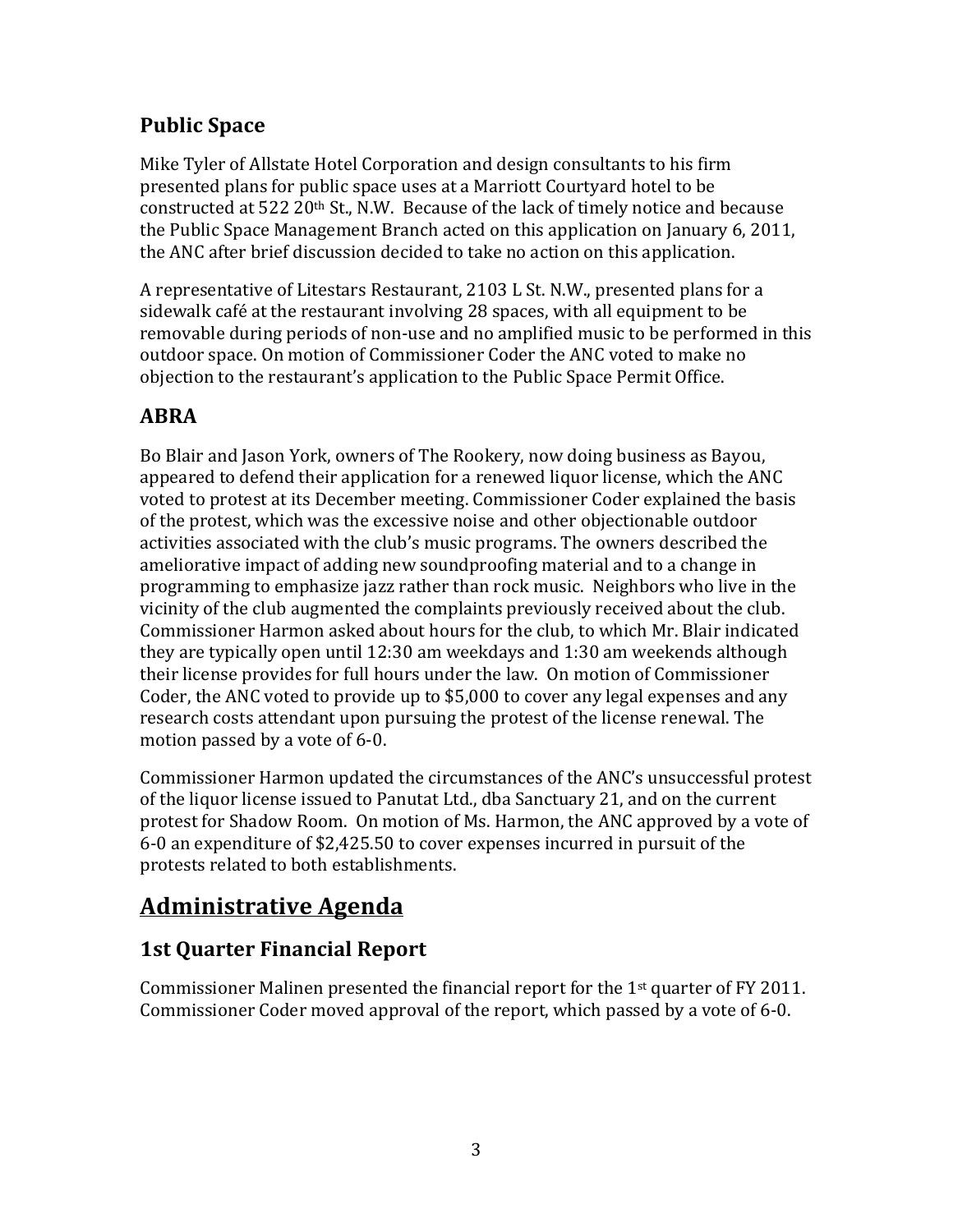## Public Space

Mike Tyler of Allstate Hotel Corporation and design consultants to his firm presented plans for public space uses at a Marriott Courtyard hotel to be constructed at 522 20th St., N.W. Because of the lack of timely notice and because the Public Space Management Branch acted on this application on January 6, 2011, the ANC after brief discussion decided to take no action on this application.

A representative of Litestars Restaurant, 2103 L St. N.W., presented plans for a sidewalk café at the restaurant involving 28 spaces, with all equipment to be removable during periods of non-use and no amplified music to be performed in this outdoor space. On motion of Commissioner Coder the ANC voted to make no objection to the restaurant's application to the Public Space Permit Office.

## ABRA

Bo Blair and Jason York, owners of The Rookery, now doing business as Bayou, appeared to defend their application for a renewed liquor license, which the ANC voted to protest at its December meeting. Commissioner Coder explained the basis of the protest, which was the excessive noise and other objectionable outdoor activities associated with the club's music programs. The owners described the ameliorative impact of adding new soundproofing material and to a change in programming to emphasize jazz rather than rock music. Neighbors who live in the vicinity of the club augmented the complaints previously received about the club. Commissioner Harmon asked about hours for the club, to which Mr. Blair indicated they are typically open until 12:30 am weekdays and 1:30 am weekends although their license provides for full hours under the law. On motion of Commissioner Coder, the ANC voted to provide up to $5,000 to cover any legal expenses and any research costs attendant upon pursuing the protest of the license renewal. The motion passed by a vote of 6-0.

Commissioner Harmon updated the circumstances of the ANC's unsuccessful protest of the liquor license issued to Panutat Ltd., dba Sanctuary 21, and on the current protest for Shadow Room. On motion of Ms. Harmon, the ANC approved by a vote of 6-0 an expenditure of $2,425.50 to cover expenses incurred in pursuit of the protests related to both establishments.

# Administrative Agenda

## 1st Quarter Financial Report

Commissioner Malinen presented the financial report for the 1st quarter of FY 2011. Commissioner Coder moved approval of the report, which passed by a vote of 6-0.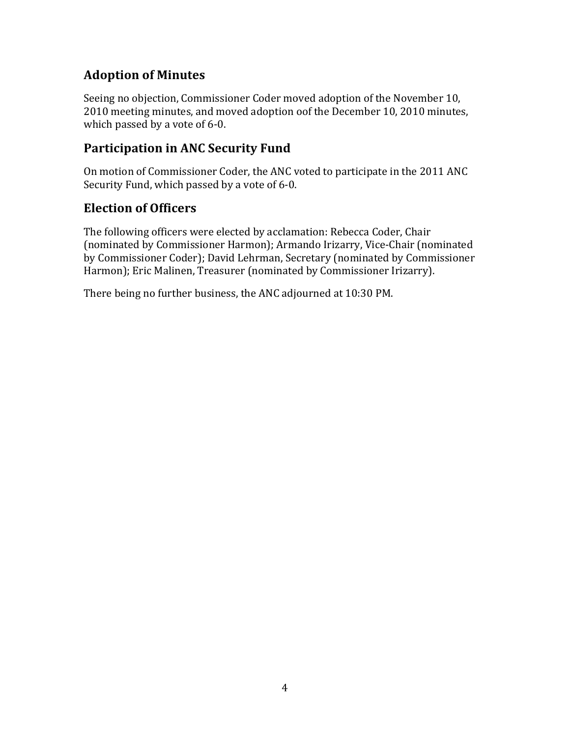## Adoption of Minutes

Seeing no objection, Commissioner Coder moved adoption of the November 10, 2010 meeting minutes, and moved adoption oof the December 10, 2010 minutes, which passed by a vote of 6-0.

## Participation in ANC Security Fund

On motion of Commissioner Coder, the ANC voted to participate in the 2011 ANC Security Fund, which passed by a vote of 6-0.

## Election of Officers

The following officers were elected by acclamation: Rebecca Coder, Chair (nominated by Commissioner Harmon); Armando Irizarry, Vice-Chair (nominated by Commissioner Coder); David Lehrman, Secretary (nominated by Commissioner Harmon); Eric Malinen, Treasurer (nominated by Commissioner Irizarry).

There being no further business, the ANC adjourned at 10:30 PM.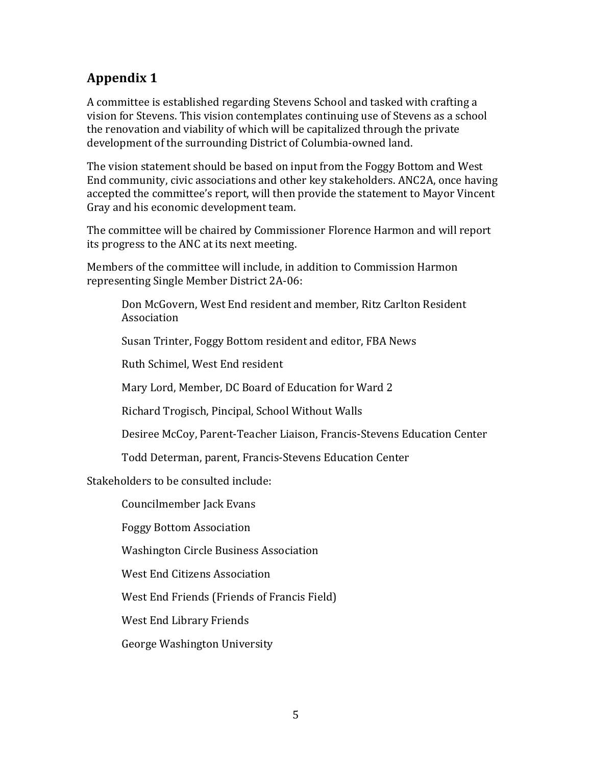## Appendix 1

A committee is established regarding Stevens School and tasked with crafting a vision for Stevens. This vision contemplates continuing use of Stevens as a school the renovation and viability of which will be capitalized through the private development of the surrounding District of Columbia-owned land.

The vision statement should be based on input from the Foggy Bottom and West End community, civic associations and other key stakeholders. ANC2A, once having accepted the committee's report, will then provide the statement to Mayor Vincent Gray and his economic development team.

The committee will be chaired by Commissioner Florence Harmon and will report its progress to the ANC at its next meeting.

Members of the committee will include, in addition to Commission Harmon representing Single Member District 2A-06:

> Don McGovern, West End resident and member, Ritz Carlton Resident Association
>
> Susan Trinter, Foggy Bottom resident and editor, FBA News
>
> Ruth Schimel, West End resident
>
> Mary Lord, Member, DC Board of Education for Ward 2
>
> Richard Trogisch, Pincipal, School Without Walls
>
> Desiree McCoy, Parent-Teacher Liaison, Francis-Stevens Education Center
>
> Todd Determan, parent, Francis-Stevens Education Center

Stakeholders to be consulted include:

> Councilmember Jack Evans
>
> Foggy Bottom Association
>
> Washington Circle Business Association
>
> West End Citizens Association
>
> West End Friends (Friends of Francis Field)
>
> West End Library Friends
>
> George Washington University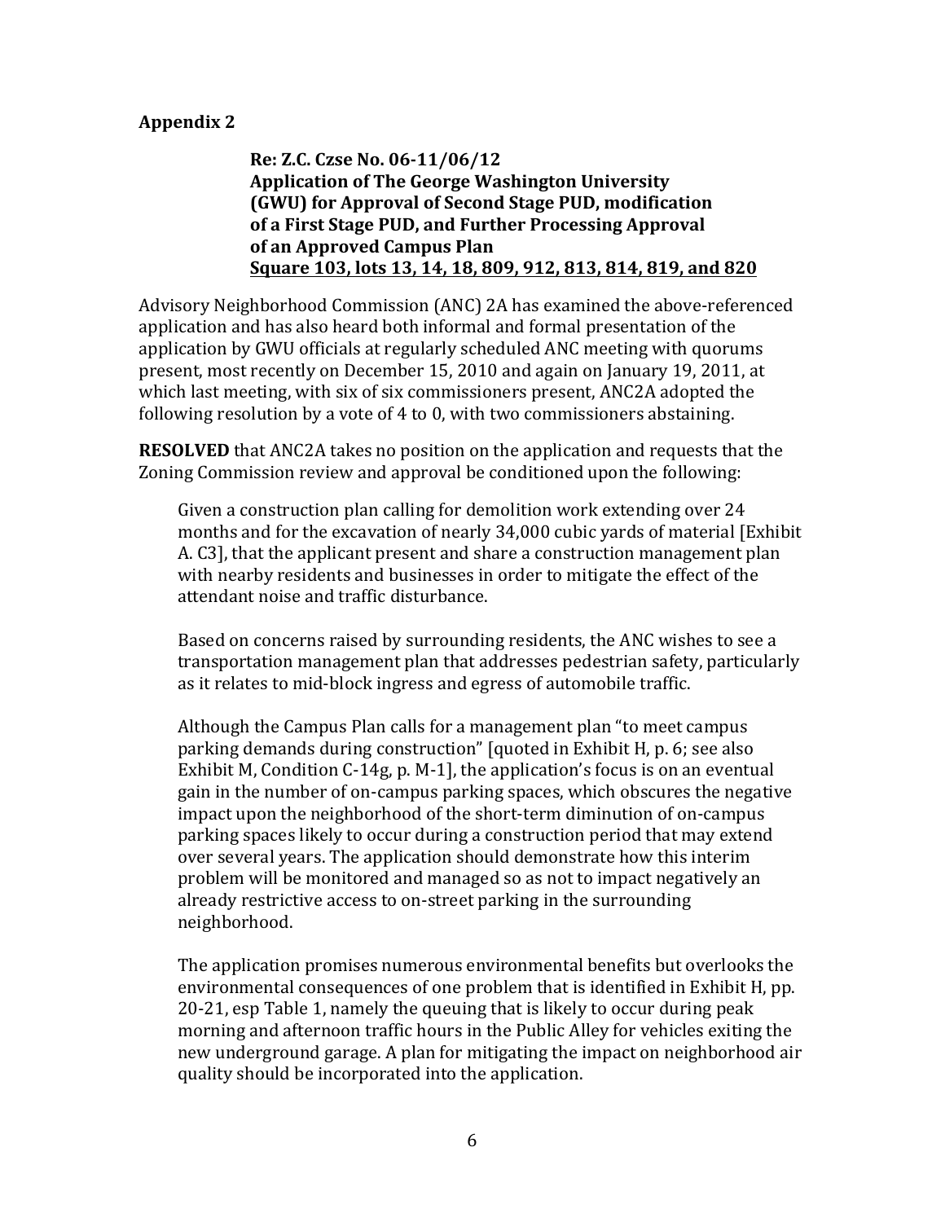## Appendix 2

**Re: Z.C. Czse No. 06-11/06/12**
**Application of The George Washington University (GWU) for Approval of Second Stage PUD, modification of a First Stage PUD, and Further Processing Approval of an Approved Campus Plan**
**<u>Square 103, lots 13, 14, 18, 809, 912, 813, 814, 819, and 820</u>**

Advisory Neighborhood Commission (ANC) 2A has examined the above-referenced application and has also heard both informal and formal presentation of the application by GWU officials at regularly scheduled ANC meeting with quorums present, most recently on December 15, 2010 and again on January 19, 2011, at which last meeting, with six of six commissioners present, ANC2A adopted the following resolution by a vote of 4 to 0, with two commissioners abstaining.

**RESOLVED** that ANC2A takes no position on the application and requests that the Zoning Commission review and approval be conditioned upon the following:

Given a construction plan calling for demolition work extending over 24 months and for the excavation of nearly 34,000 cubic yards of material [Exhibit A. C3], that the applicant present and share a construction management plan with nearby residents and businesses in order to mitigate the effect of the attendant noise and traffic disturbance.

Based on concerns raised by surrounding residents, the ANC wishes to see a transportation management plan that addresses pedestrian safety, particularly as it relates to mid-block ingress and egress of automobile traffic.

Although the Campus Plan calls for a management plan "to meet campus parking demands during construction" [quoted in Exhibit H, p. 6; see also Exhibit M, Condition C-14g, p. M-1], the application's focus is on an eventual gain in the number of on-campus parking spaces, which obscures the negative impact upon the neighborhood of the short-term diminution of on-campus parking spaces likely to occur during a construction period that may extend over several years. The application should demonstrate how this interim problem will be monitored and managed so as not to impact negatively an already restrictive access to on-street parking in the surrounding neighborhood.

The application promises numerous environmental benefits but overlooks the environmental consequences of one problem that is identified in Exhibit H, pp. 20-21, esp Table 1, namely the queuing that is likely to occur during peak morning and afternoon traffic hours in the Public Alley for vehicles exiting the new underground garage. A plan for mitigating the impact on neighborhood air quality should be incorporated into the application.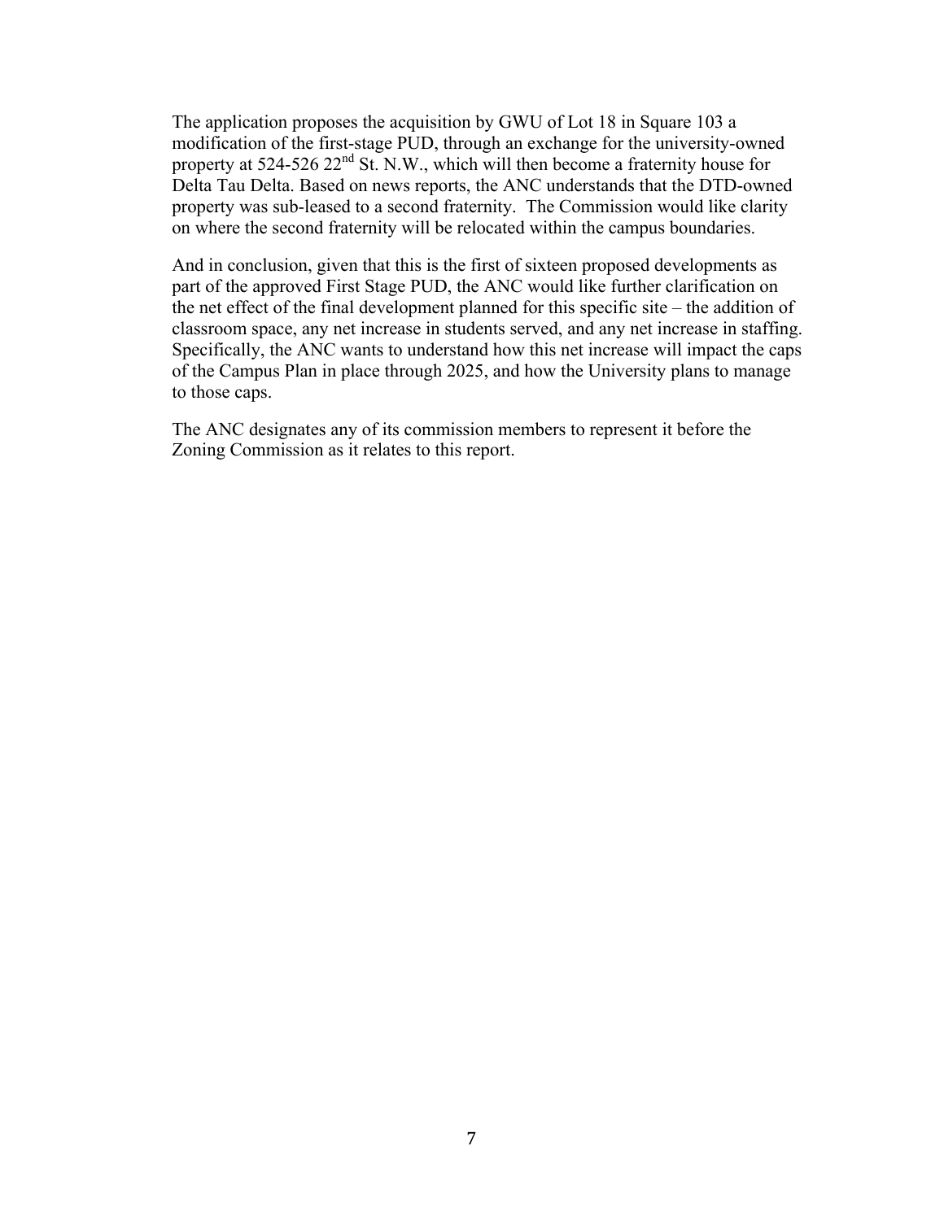The application proposes the acquisition by GWU of Lot 18 in Square 103 a modification of the first-stage PUD, through an exchange for the university-owned property at 524-526 22nd St. N.W., which will then become a fraternity house for Delta Tau Delta. Based on news reports, the ANC understands that the DTD-owned property was sub-leased to a second fraternity. The Commission would like clarity on where the second fraternity will be relocated within the campus boundaries.

And in conclusion, given that this is the first of sixteen proposed developments as part of the approved First Stage PUD, the ANC would like further clarification on the net effect of the final development planned for this specific site – the addition of classroom space, any net increase in students served, and any net increase in staffing. Specifically, the ANC wants to understand how this net increase will impact the caps of the Campus Plan in place through 2025, and how the University plans to manage to those caps.

The ANC designates any of its commission members to represent it before the Zoning Commission as it relates to this report.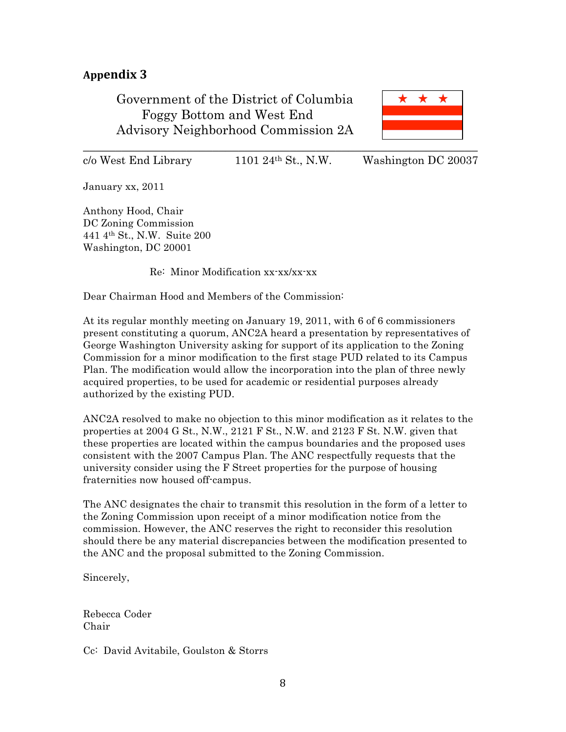## Appendix 3

Government of the District of Columbia
Foggy Bottom and West End
Advisory Neighborhood Commission 2A

c/o West End Library    1101 24th St., N.W.    Washington DC 20037

January xx, 2011

Anthony Hood, Chair
DC Zoning Commission
441 4th St., N.W. Suite 200
Washington, DC 20001

Re: Minor Modification xx-xx/xx-xx

Dear Chairman Hood and Members of the Commission:

At its regular monthly meeting on January 19, 2011, with 6 of 6 commissioners present constituting a quorum, ANC2A heard a presentation by representatives of George Washington University asking for support of its application to the Zoning Commission for a minor modification to the first stage PUD related to its Campus Plan. The modification would allow the incorporation into the plan of three newly acquired properties, to be used for academic or residential purposes already authorized by the existing PUD.

ANC2A resolved to make no objection to this minor modification as it relates to the properties at 2004 G St., N.W., 2121 F St., N.W. and 2123 F St. N.W. given that these properties are located within the campus boundaries and the proposed uses consistent with the 2007 Campus Plan. The ANC respectfully requests that the university consider using the F Street properties for the purpose of housing fraternities now housed off-campus.

The ANC designates the chair to transmit this resolution in the form of a letter to the Zoning Commission upon receipt of a minor modification notice from the commission. However, the ANC reserves the right to reconsider this resolution should there be any material discrepancies between the modification presented to the ANC and the proposal submitted to the Zoning Commission.

Sincerely,

Rebecca Coder
Chair

Cc: David Avitabile, Goulston & Storrs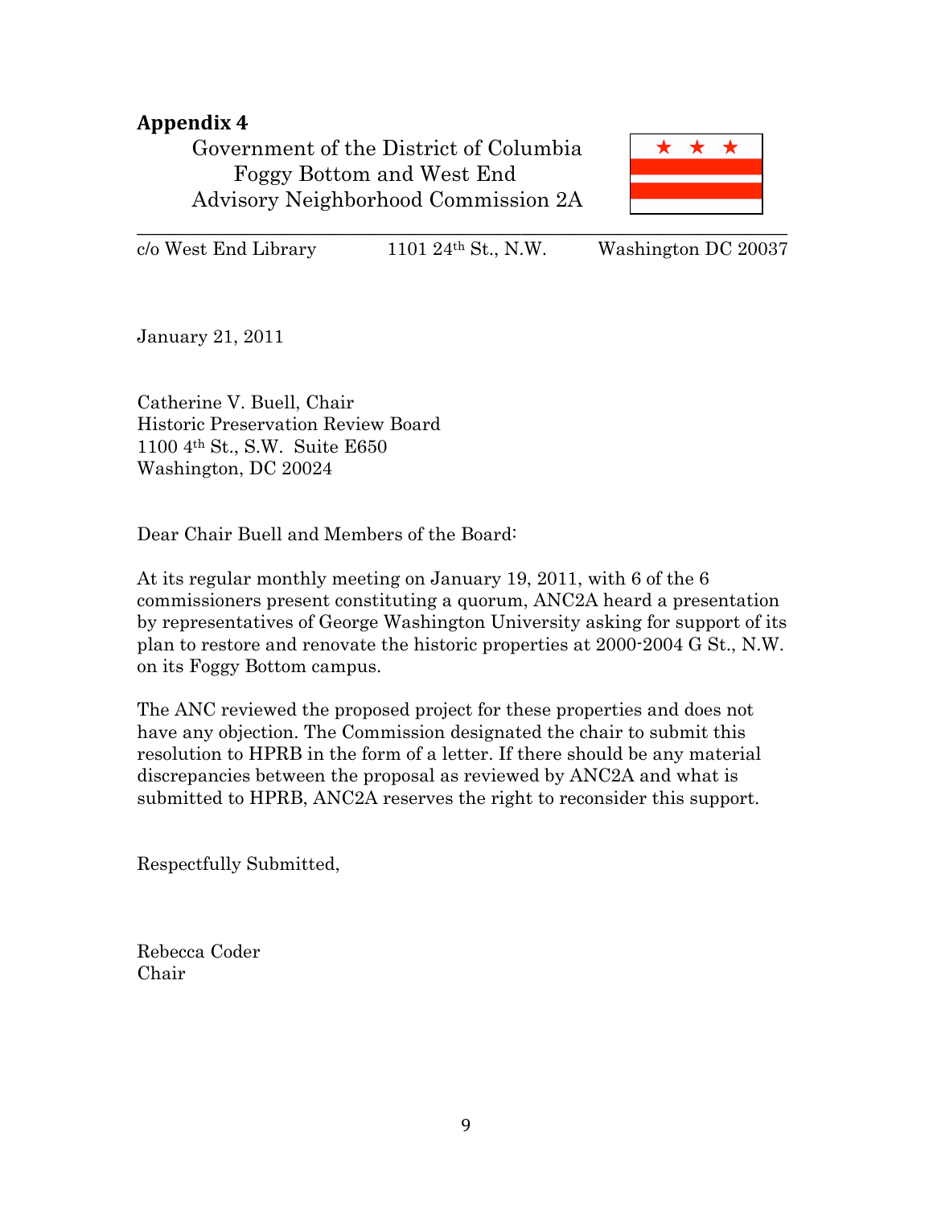## Appendix 4

Government of the District of Columbia
Foggy Bottom and West End
Advisory Neighborhood Commission 2A

c/o West End Library 1101 24th St., N.W. Washington DC 20037

January 21, 2011

Catherine V. Buell, Chair
Historic Preservation Review Board
1100 4th St., S.W. Suite E650
Washington, DC 20024

Dear Chair Buell and Members of the Board:

At its regular monthly meeting on January 19, 2011, with 6 of the 6 commissioners present constituting a quorum, ANC2A heard a presentation by representatives of George Washington University asking for support of its plan to restore and renovate the historic properties at 2000-2004 G St., N.W. on its Foggy Bottom campus.

The ANC reviewed the proposed project for these properties and does not have any objection. The Commission designated the chair to submit this resolution to HPRB in the form of a letter. If there should be any material discrepancies between the proposal as reviewed by ANC2A and what is submitted to HPRB, ANC2A reserves the right to reconsider this support.

Respectfully Submitted,

Rebecca Coder
Chair